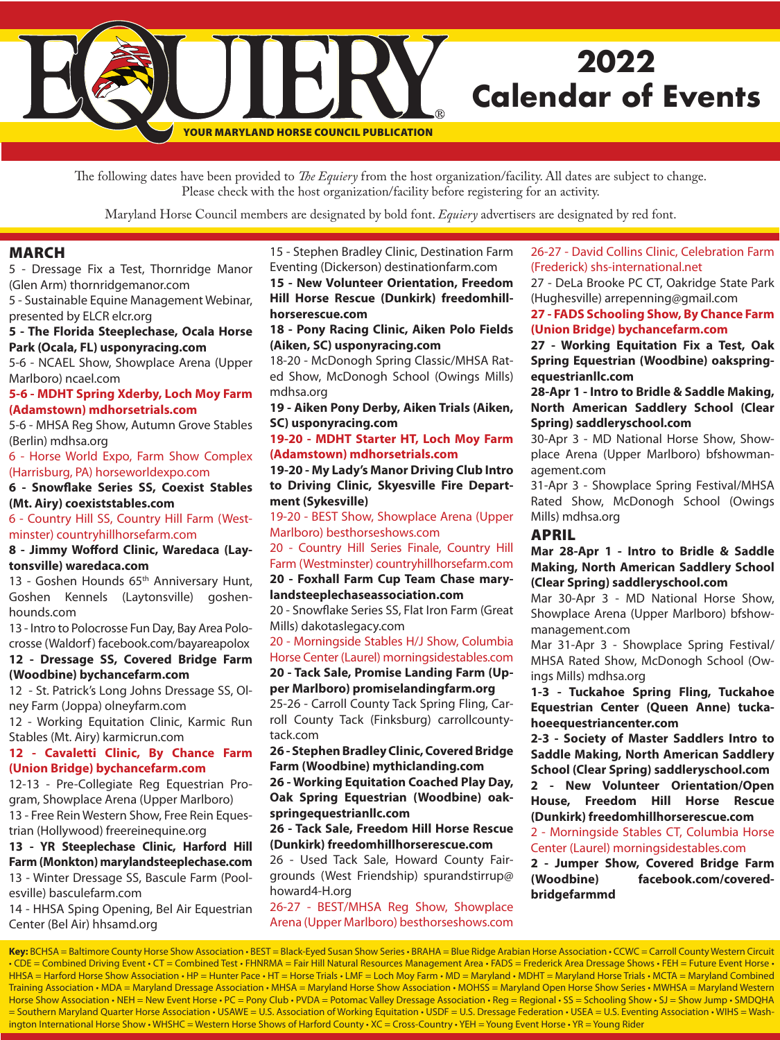# EQUIERY

YOUR MARYLAND HORSE COUNCIL PUBLICATION

# 2022 Calendar of Events

The following dates have been provided to *The Equiery* from the host organization/facility. All dates are subject to change. Please check with the host organization/facility before registering for an activity.

Maryland Horse Council members are designated by bold font. *Equiery* advertisers are designated by red font.

## MARCH

5 - Dressage Fix a Test, Thornridge Manor (Glen Arm) thornridgemanor.com

5 - Sustainable Equine Management Webinar, presented by ELCR elcr.org

**5 - The Florida Steeplechase, Ocala Horse Park (Ocala, FL) usponyracing.com**

5-6 - NCAEL Show, Showplace Arena (Upper Marlboro) ncael.com

**5-6 - MDHT Spring Xderby, Loch Moy Farm (Adamstown) mdhorsetrials.com**

5-6 - MHSA Reg Show, Autumn Grove Stables (Berlin) mdhsa.org

6 - Horse World Expo, Farm Show Complex (Harrisburg, PA) horseworldexpo.com

**6 - Snowflake Series SS, Coexist Stables (Mt. Airy) coexiststables.com**

6 - Country Hill SS, Country Hill Farm (Westminster) countryhillhorsefarm.com

**8 - Jimmy Wofford Clinic, Waredaca (Laytonsville) waredaca.com**

13 - Goshen Hounds 65th Anniversary Hunt, Goshen Kennels (Laytonsville) goshenhounds.com

13 - Intro to Polocrosse Fun Day, Bay Area Polocrosse (Waldorf) facebook.com/bayareapolox

**12 - Dressage SS, Covered Bridge Farm (Woodbine) bychancefarm.com**

12 - St. Patrick's Long Johns Dressage SS, Olney Farm (Joppa) olneyfarm.com

12 - Working Equitation Clinic, Karmic Run Stables (Mt. Airy) karmicrun.com

**12 - Cavaletti Clinic, By Chance Farm (Union Bridge) bychancefarm.com**

12-13 - Pre-Collegiate Reg Equestrian Program, Showplace Arena (Upper Marlboro)

13 - Free Rein Western Show, Free Rein Equestrian (Hollywood) freereinequine.org

**13 - YR Steeplechase Clinic, Harford Hill Farm (Monkton) marylandsteeplechase.com**

13 - Winter Dressage SS, Bascule Farm (Poolesville) basculefarm.com

14 - HHSA Sping Opening, Bel Air Equestrian Center (Bel Air) hhsamd.org

15 - Stephen Bradley Clinic, Destination Farm Eventing (Dickerson) destinationfarm.com

**15 - New Volunteer Orientation, Freedom Hill Horse Rescue (Dunkirk) freedomhillhorserescue.com**

**18 - Pony Racing Clinic, Aiken Polo Fields (Aiken, SC) usponyracing.com**

18-20 - McDonogh Spring Classic/MHSA Rated Show, McDonogh School (Owings Mills) mdhsa.org

**19 - Aiken Pony Derby, Aiken Trials (Aiken, SC) usponyracing.com**

**19-20 - MDHT Starter HT, Loch Moy Farm (Adamstown) mdhorsetrials.com**

**19-20 - My Lady's Manor Driving Club Intro to Driving Clinic, Skyesville Fire Department (Sykesville)**

19-20 - BEST Show, Showplace Arena (Upper Marlboro) besthorseshows.com

20 - Country Hill Series Finale, Country Hill Farm (Westminster) countryhillhorsefarm.com

**20 - Foxhall Farm Cup Team Chase marylandsteeplechaseassociation.com**

20 - Snowflake Series SS, Flat Iron Farm (Great Mills) dakotaslegacy.com

20 - Morningside Stables H/J Show, Columbia Horse Center (Laurel) morningsidestables.com

**20 - Tack Sale, Promise Landing Farm (Upper Marlboro) promiselandingfarm.org**

25-26 - Carroll County Tack Spring Fling, Carroll County Tack (Finksburg) carrollcountytack.com

**26 - Stephen Bradley Clinic, Covered Bridge Farm (Woodbine) mythiclanding.com**

**26 - Working Equitation Coached Play Day, Oak Spring Equestrian (Woodbine) oakspringequestrianllc.com**

**26 - Tack Sale, Freedom Hill Horse Rescue (Dunkirk) freedomhillhorserescue.com**

26 - Used Tack Sale, Howard County Fairgrounds (West Friendship) spurandstirrup@howard4-H.org

26-27 - BEST/MHSA Reg Show, Showplace Arena (Upper Marlboro) besthorseshows.com

26-27 - David Collins Clinic, Celebration Farm (Frederick) shs-international.net

27 - DeLa Brooke PC CT, Oakridge State Park (Hughesville) arrepenning@gmail.com

**27 - FADS Schooling Show, By Chance Farm (Union Bridge) bychancefarm.com**

**27 - Working Equitation Fix a Test, Oak Spring Equestrian (Woodbine) oakspringequestrianllc.com**

**28-Apr 1 - Intro to Bridle & Saddle Making, North American Saddlery School (Clear Spring) saddleryschool.com**

30-Apr 3 - MD National Horse Show, Showplace Arena (Upper Marlboro) bfshowmanagement.com

31-Apr 3 - Showplace Spring Festival/MHSA Rated Show, McDonogh School (Owings Mills) mdhsa.org

## APRIL

**Mar 28-Apr 1 - Intro to Bridle & Saddle Making, North American Saddlery School (Clear Spring) saddleryschool.com**

Mar 30-Apr 3 - MD National Horse Show, Showplace Arena (Upper Marlboro) bfshowmanagement.com

Mar 31-Apr 3 - Showplace Spring Festival/MHSA Rated Show, McDonogh School (Owings Mills) mdhsa.org

**1-3 - Tuckahoe Spring Fling, Tuckahoe Equestrian Center (Queen Anne) tuckahoeequestriancenter.com**

**2-3 - Society of Master Saddlers Intro to Saddle Making, North American Saddlery School (Clear Spring) saddleryschool.com**

**2 - New Volunteer Orientation/Open House, Freedom Hill Horse Rescue (Dunkirk) freedomhillhorserescue.com**

2 - Morningside Stables CT, Columbia Horse Center (Laurel) morningsidestables.com

**2 - Jumper Show, Covered Bridge Farm (Woodbine) facebook.com/coveredbridgefarmmd**

**Key:** BCHSA = Baltimore County Horse Show Association • BEST = Black-Eyed Susan Show Series • BRAHA = Blue Ridge Arabian Horse Association • CCWC = Carroll County Western Circuit • CDE = Combined Driving Event • CT = Combined Test • FHNRMA = Fair Hill Natural Resources Management Area • FADS = Frederick Area Dressage Shows • FEH = Future Event Horse • HHSA = Harford Horse Show Association • HP = Hunter Pace • HT = Horse Trials • LMF = Loch Moy Farm • MD = Maryland • MDHT = Maryland Horse Trials • MCTA = Maryland Combined Training Association • MDA = Maryland Dressage Association • MHSA = Maryland Horse Show Association • MOHSS = Maryland Open Horse Show Series • MWHSA = Maryland Western Horse Show Association • NEH = New Event Horse • PC = Pony Club • PVDA = Potomac Valley Dressage Association • Reg = Regional • SS = Schooling Show • SJ = Show Jump • SMDQHA = Southern Maryland Quarter Horse Association • USAWE = U.S. Association of Working Equitation • USDF = U.S. Dressage Federation • USEA = U.S. Eventing Association • WIHS = Washington International Horse Show • WHSHC = Western Horse Shows of Harford County • XC = Cross-Country • YEH = Young Event Horse • YR = Young Rider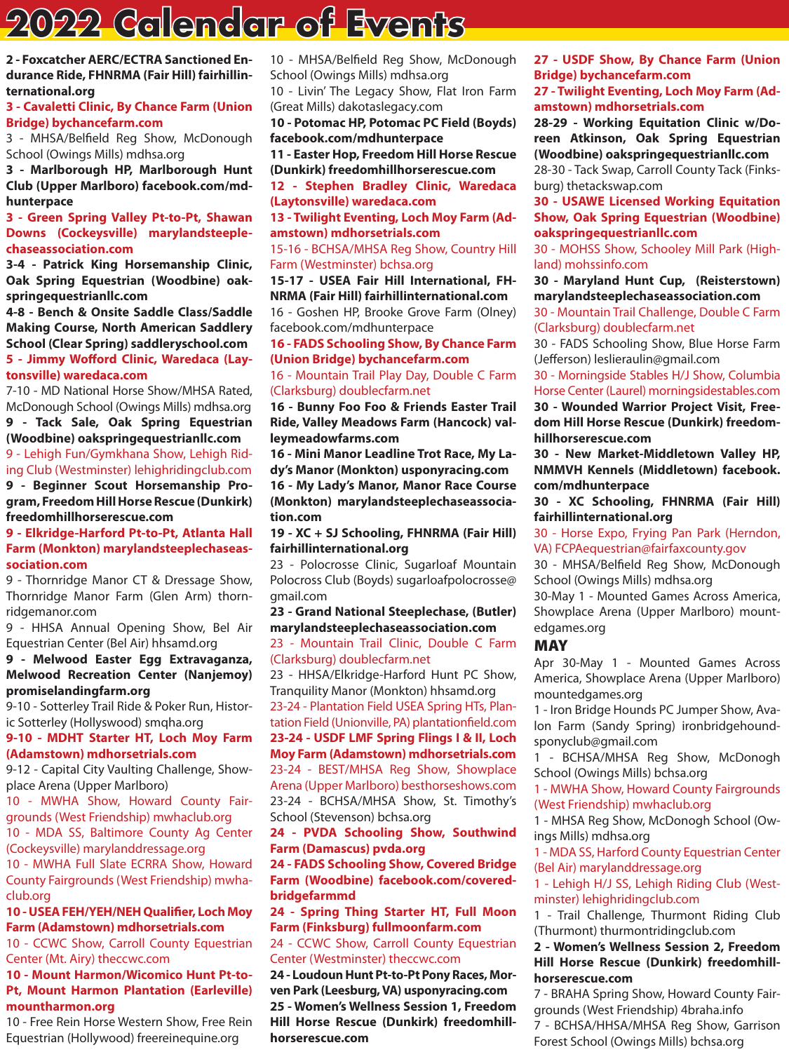# 2022 Calendar of Events

**2 - Foxcatcher AERC/ECTRA Sanctioned Endurance Ride, FHNRMA (Fair Hill) fairhillinternational.org**

3 - Cavaletti Clinic, By Chance Farm (Union Bridge) bychancefarm.com

3 - MHSA/Belfield Reg Show, McDonough School (Owings Mills) mdhsa.org

**3 - Marlborough HP, Marlborough Hunt Club (Upper Marlboro) facebook.com/mdhunterpace**

3 - Green Spring Valley Pt-to-Pt, Shawan Downs (Cockeysville) marylandsteeplechaseassociation.com

**3-4 - Patrick King Horsemanship Clinic, Oak Spring Equestrian (Woodbine) oakspringequestrianllc.com**

**4-8 - Bench & Onsite Saddle Class/Saddle Making Course, North American Saddlery School (Clear Spring) saddleryschool.com**

5 - Jimmy Wofford Clinic, Waredaca (Laytonsville) waredaca.com

7-10 - MD National Horse Show/MHSA Rated, McDonough School (Owings Mills) mdhsa.org

**9 - Tack Sale, Oak Spring Equestrian (Woodbine) oakspringequestrianllc.com**

9 - Lehigh Fun/Gymkhana Show, Lehigh Riding Club (Westminster) lehighridingclub.com

**9 - Beginner Scout Horsemanship Program, Freedom Hill Horse Rescue (Dunkirk) freedomhillhorserescue.com**

9 - Elkridge-Harford Pt-to-Pt, Atlanta Hall Farm (Monkton) marylandsteeplechaseassociation.com

9 - Thornridge Manor CT & Dressage Show, Thornridge Manor Farm (Glen Arm) thornridgemanor.com

9 - HHSA Annual Opening Show, Bel Air Equestrian Center (Bel Air) hhsamd.org

**9 - Melwood Easter Egg Extravaganza, Melwood Recreation Center (Nanjemoy) promiselandingfarm.org**

9-10 - Sotterley Trail Ride & Poker Run, Historic Sotterley (Hollyswood) smqha.org

9-10 - MDHT Starter HT, Loch Moy Farm (Adamstown) mdhorsetrials.com

9-12 - Capital City Vaulting Challenge, Showplace Arena (Upper Marlboro)

10 - MWHA Show, Howard County Fairgrounds (West Friendship) mwhaclub.org

10 - MDA SS, Baltimore County Ag Center (Cockeysville) marylanddressage.org

10 - MWHA Full Slate ECRRA Show, Howard County Fairgrounds (West Friendship) mwhaclub.org

10 - USEA FEH/YEH/NEH Qualifier, Loch Moy Farm (Adamstown) mdhorsetrials.com

10 - CCWC Show, Carroll County Equestrian Center (Mt. Airy) theccwc.com

10 - Mount Harmon/Wicomico Hunt Pt-to-Pt, Mount Harmon Plantation (Earleville) mountharmon.org

10 - Free Rein Horse Western Show, Free Rein Equestrian (Hollywood) freereinequine.org

10 - MHSA/Belfield Reg Show, McDonough School (Owings Mills) mdhsa.org

10 - Livin' The Legacy Show, Flat Iron Farm (Great Mills) dakotaslegacy.com

**10 - Potomac HP, Potomac PC Field (Boyds) facebook.com/mdhunterpace**

**11 - Easter Hop, Freedom Hill Horse Rescue (Dunkirk) freedomhillhorserescue.com**

12 - Stephen Bradley Clinic, Waredaca (Laytonsville) waredaca.com

13 - Twilight Eventing, Loch Moy Farm (Adamstown) mdhorsetrials.com

15-16 - BCHSA/MHSA Reg Show, Country Hill Farm (Westminster) bchsa.org

**15-17 - USEA Fair Hill International, FHNRMA (Fair Hill) fairhillinternational.com**

16 - Goshen HP, Brooke Grove Farm (Olney) facebook.com/mdhunterpace

16 - FADS Schooling Show, By Chance Farm (Union Bridge) bychancefarm.com

16 - Mountain Trail Play Day, Double C Farm (Clarksburg) doublecfarm.net

**16 - Bunny Foo Foo & Friends Easter Trail Ride, Valley Meadows Farm (Hancock) valleymeadowfarms.com**

**16 - Mini Manor Leadline Trot Race, My Lady's Manor (Monkton) usponyracing.com**

**16 - My Lady's Manor, Manor Race Course (Monkton) marylandsteeplechaseassociation.com**

**19 - XC + SJ Schooling, FHNRMA (Fair Hill) fairhillinternational.org**

23 - Polocrosse Clinic, Sugarloaf Mountain Polocross Club (Boyds) sugarloafpolocrosse@gmail.com

**23 - Grand National Steeplechase, (Butler) marylandsteeplechaseassociation.com**

23 - Mountain Trail Clinic, Double C Farm (Clarksburg) doublecfarm.net

23 - HHSA/Elkridge-Harford Hunt PC Show, Tranquility Manor (Monkton) hhsamd.org

23-24 - Plantation Field USEA Spring HTs, Plantation Field (Unionville, PA) plantationfield.com

23-24 - USDF LMF Spring Flings I & II, Loch Moy Farm (Adamstown) mdhorsetrials.com

23-24 - BEST/MHSA Reg Show, Showplace Arena (Upper Marlboro) besthorseshows.com

23-24 - BCHSA/MHSA Show, St. Timothy's School (Stevenson) bchsa.org

24 - PVDA Schooling Show, Southwind Farm (Damascus) pvda.org

**24 - FADS Schooling Show, Covered Bridge Farm (Woodbine) facebook.com/coveredbridgefarmmd**

**24 - Spring Thing Starter HT, Full Moon Farm (Finksburg) fullmoonfarm.com**

24 - CCWC Show, Carroll County Equestrian Center (Westminster) theccwc.com

**24 - Loudoun Hunt Pt-to-Pt Pony Races, Morven Park (Leesburg, VA) usponyracing.com**

**25 - Women's Wellness Session 1, Freedom Hill Horse Rescue (Dunkirk) freedomhillhorserescue.com**

27 - USDF Show, By Chance Farm (Union Bridge) bychancefarm.com

27 - Twilight Eventing, Loch Moy Farm (Adamstown) mdhorsetrials.com

**28-29 - Working Equitation Clinic w/Doreen Atkinson, Oak Spring Equestrian (Woodbine) oakspringequestrianllc.com**

28-30 - Tack Swap, Carroll County Tack (Finksburg) thetackswap.com

30 - USAWE Licensed Working Equitation Show, Oak Spring Equestrian (Woodbine) oakspringequestrianllc.com

30 - MOHSS Show, Schooley Mill Park (Highland) mohssinfo.com

**30 - Maryland Hunt Cup, (Reisterstown) marylandsteeplechaseassociation.com**

30 - Mountain Trail Challenge, Double C Farm (Clarksburg) doublecfarm.net

30 - FADS Schooling Show, Blue Horse Farm (Jefferson) leslieraulin@gmail.com

30 - Morningside Stables H/J Show, Columbia Horse Center (Laurel) morningsidestables.com

**30 - Wounded Warrior Project Visit, Freedom Hill Horse Rescue (Dunkirk) freedomhillhorserescue.com**

**30 - New Market-Middletown Valley HP, NMMVH Kennels (Middletown) facebook.com/mdhunterpace**

**30 - XC Schooling, FHNRMA (Fair Hill) fairhillinternational.org**

30 - Horse Expo, Frying Pan Park (Herndon, VA) FCPAequestrian@fairfaxcounty.gov

30 - MHSA/Belfield Reg Show, McDonough School (Owings Mills) mdhsa.org

30-May 1 - Mounted Games Across America, Showplace Arena (Upper Marlboro) mountedgames.org

## MAY

Apr 30-May 1 - Mounted Games Across America, Showplace Arena (Upper Marlboro) mountedgames.org

1 - Iron Bridge Hounds PC Jumper Show, Avalon Farm (Sandy Spring) ironbridgehoundsponyclub@gmail.com

1 - BCHSA/MHSA Reg Show, McDonogh School (Owings Mills) bchsa.org

1 - MWHA Show, Howard County Fairgrounds (West Friendship) mwhaclub.org

1 - MHSA Reg Show, McDonogh School (Owings Mills) mdhsa.org

1 - MDA SS, Harford County Equestrian Center (Bel Air) marylanddressage.org

1 - Lehigh H/J SS, Lehigh Riding Club (Westminster) lehighridingclub.com

1 - Trail Challenge, Thurmont Riding Club (Thurmont) thurmontridingclub.com

**2 - Women's Wellness Session 2, Freedom Hill Horse Rescue (Dunkirk) freedomhillhorserescue.com**

7 - BRAHA Spring Show, Howard County Fairgrounds (West Friendship) 4braha.info

7 - BCHSA/HHSA/MHSA Reg Show, Garrison Forest School (Owings Mills) bchsa.org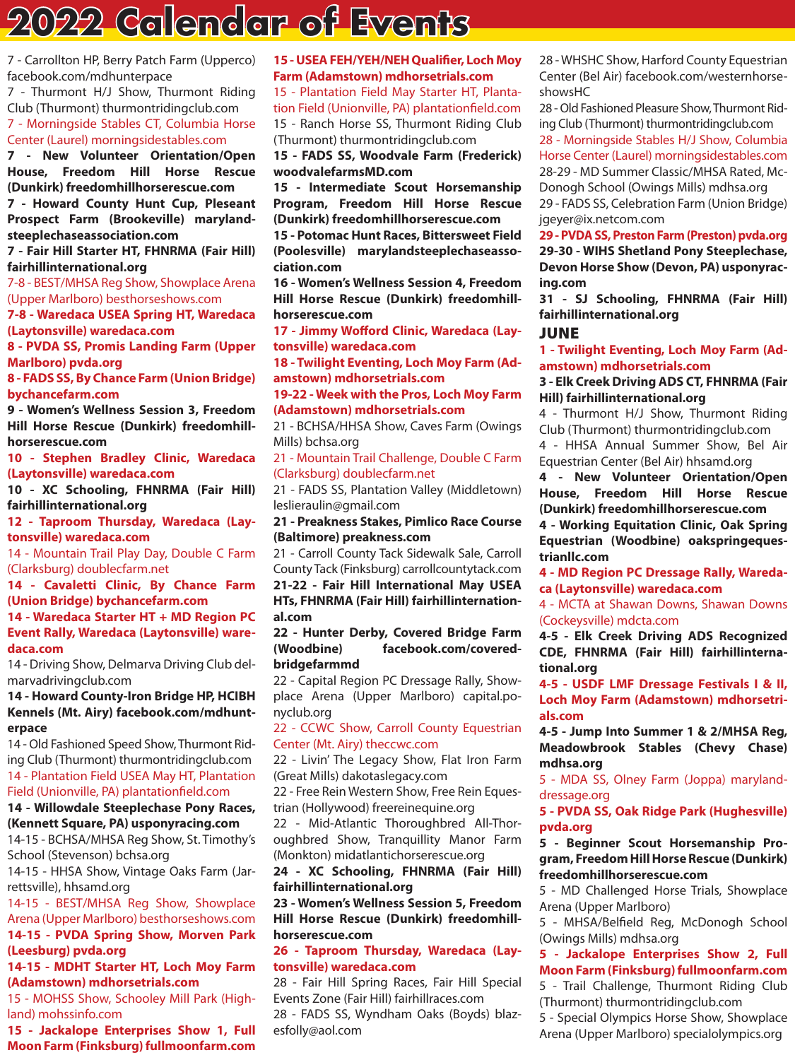# 2022 Calendar of Events

7 - Carrollton HP, Berry Patch Farm (Upperco) facebook.com/mdhunterpace

7 - Thurmont H/J Show, Thurmont Riding Club (Thurmont) thurmontridingclub.com

7 - Morningside Stables CT, Columbia Horse Center (Laurel) morningsidestables.com

**7 - New Volunteer Orientation/Open House, Freedom Hill Horse Rescue (Dunkirk) freedomhillhorserescue.com**

**7 - Howard County Hunt Cup, Pleseant Prospect Farm (Brookeville) marylandsteeplechaseassociation.com**

**7 - Fair Hill Starter HT, FHNRMA (Fair Hill) fairhillinternational.org**

7-8 - BEST/MHSA Reg Show, Showplace Arena (Upper Marlboro) besthorseshows.com

**7-8 - Waredaca USEA Spring HT, Waredaca (Laytonsville) waredaca.com**

**8 - PVDA SS, Promis Landing Farm (Upper Marlboro) pvda.org**

**8 - FADS SS, By Chance Farm (Union Bridge) bychancefarm.com**

**9 - Women's Wellness Session 3, Freedom Hill Horse Rescue (Dunkirk) freedomhillhorserescue.com**

**10 - Stephen Bradley Clinic, Waredaca (Laytonsville) waredaca.com**

**10 - XC Schooling, FHNRMA (Fair Hill) fairhillinternational.org**

**12 - Taproom Thursday, Waredaca (Laytonsville) waredaca.com**

14 - Mountain Trail Play Day, Double C Farm (Clarksburg) doublecfarm.net

**14 - Cavaletti Clinic, By Chance Farm (Union Bridge) bychancefarm.com**

**14 - Waredaca Starter HT + MD Region PC Event Rally, Waredaca (Laytonsville) waredaca.com**

14 - Driving Show, Delmarva Driving Club delmarvadrivingclub.com

**14 - Howard County-Iron Bridge HP, HCIBH Kennels (Mt. Airy) facebook.com/mdhunterpace**

14 - Old Fashioned Speed Show, Thurmont Riding Club (Thurmont) thurmontridingclub.com

14 - Plantation Field USEA May HT, Plantation Field (Unionville, PA) plantationfield.com

**14 - Willowdale Steeplechase Pony Races, (Kennett Square, PA) usponyracing.com**

14-15 - BCHSA/MHSA Reg Show, St. Timothy's School (Stevenson) bchsa.org

14-15 - HHSA Show, Vintage Oaks Farm (Jarrettsville), hhsamd.org

14-15 - BEST/MHSA Reg Show, Showplace Arena (Upper Marlboro) besthorseshows.com

**14-15 - PVDA Spring Show, Morven Park (Leesburg) pvda.org**

**14-15 - MDHT Starter HT, Loch Moy Farm (Adamstown) mdhorsetrials.com**

15 - MOHSS Show, Schooley Mill Park (Highland) mohssinfo.com

**15 - Jackalope Enterprises Show 1, Full Moon Farm (Finksburg) fullmoonfarm.com**

**15 - USEA FEH/YEH/NEH Qualifier, Loch Moy Farm (Adamstown) mdhorsetrials.com**

15 - Plantation Field May Starter HT, Plantation Field (Unionville, PA) plantationfield.com

15 - Ranch Horse SS, Thurmont Riding Club (Thurmont) thurmontridingclub.com

**15 - FADS SS, Woodvale Farm (Frederick) woodvalefarmsMD.com**

**15 - Intermediate Scout Horsemanship Program, Freedom Hill Horse Rescue (Dunkirk) freedomhillhorserescue.com**

**15 - Potomac Hunt Races, Bittersweet Field (Poolesville) marylandsteeplechaseassociation.com**

**16 - Women's Wellness Session 4, Freedom Hill Horse Rescue (Dunkirk) freedomhillhorserescue.com**

**17 - Jimmy Wofford Clinic, Waredaca (Laytonsville) waredaca.com**

**18 - Twilight Eventing, Loch Moy Farm (Adamstown) mdhorsetrials.com**

**19-22 - Week with the Pros, Loch Moy Farm (Adamstown) mdhorsetrials.com**

21 - BCHSA/HHSA Show, Caves Farm (Owings Mills) bchsa.org

21 - Mountain Trail Challenge, Double C Farm (Clarksburg) doublecfarm.net

21 - FADS SS, Plantation Valley (Middletown) leslieraulin@gmail.com

**21 - Preakness Stakes, Pimlico Race Course (Baltimore) preakness.com**

21 - Carroll County Tack Sidewalk Sale, Carroll County Tack (Finksburg) carrollcountytack.com

**21-22 - Fair Hill International May USEA HTs, FHNRMA (Fair Hill) fairhillinternational.com**

**22 - Hunter Derby, Covered Bridge Farm (Woodbine) facebook.com/coveredbridgefarmmd**

22 - Capital Region PC Dressage Rally, Showplace Arena (Upper Marlboro) capital.ponyclub.org

22 - CCWC Show, Carroll County Equestrian Center (Mt. Airy) theccwc.com

22 - Livin' The Legacy Show, Flat Iron Farm (Great Mills) dakotaslegacy.com

22 - Free Rein Western Show, Free Rein Equestrian (Hollywood) freereinequine.org

22 - Mid-Atlantic Thoroughbred All-Thoroughbred Show, Tranquillity Manor Farm (Monkton) midatlantichorserescue.org

**24 - XC Schooling, FHNRMA (Fair Hill) fairhillinternational.org**

**23 - Women's Wellness Session 5, Freedom Hill Horse Rescue (Dunkirk) freedomhillhorserescue.com**

**26 - Taproom Thursday, Waredaca (Laytonsville) waredaca.com**

28 - Fair Hill Spring Races, Fair Hill Special Events Zone (Fair Hill) fairhillraces.com

28 - FADS SS, Wyndham Oaks (Boyds) blazesfolly@aol.com

28 - WHSHC Show, Harford County Equestrian Center (Bel Air) facebook.com/westernhorseshowsHC

28 - Old Fashioned Pleasure Show, Thurmont Riding Club (Thurmont) thurmontridingclub.com

28 - Morningside Stables H/J Show, Columbia Horse Center (Laurel) morningsidestables.com

28-29 - MD Summer Classic/MHSA Rated, McDonogh School (Owings Mills) mdhsa.org

29 - FADS SS, Celebration Farm (Union Bridge) jgeyer@ix.netcom.com

**29 - PVDA SS, Preston Farm (Preston) pvda.org**

**29-30 - WIHS Shetland Pony Steeplechase, Devon Horse Show (Devon, PA) usponyracing.com**

**31 - SJ Schooling, FHNRMA (Fair Hill) fairhillinternational.org**

## JUNE

**1 - Twilight Eventing, Loch Moy Farm (Adamstown) mdhorsetrials.com**

**3 - Elk Creek Driving ADS CT, FHNRMA (Fair Hill) fairhillinternational.org**

4 - Thurmont H/J Show, Thurmont Riding Club (Thurmont) thurmontridingclub.com

4 - HHSA Annual Summer Show, Bel Air Equestrian Center (Bel Air) hhsamd.org

**4 - New Volunteer Orientation/Open House, Freedom Hill Horse Rescue (Dunkirk) freedomhillhorserescue.com**

**4 - Working Equitation Clinic, Oak Spring Equestrian (Woodbine) oakspringequestrianllc.com**

**4 - MD Region PC Dressage Rally, Waredaca (Laytonsville) waredaca.com**

4 - MCTA at Shawan Downs, Shawan Downs (Cockeysville) mdcta.com

**4-5 - Elk Creek Driving ADS Recognized CDE, FHNRMA (Fair Hill) fairhillinternational.org**

**4-5 - USDF LMF Dressage Festivals I & II, Loch Moy Farm (Adamstown) mdhorsetrials.com**

**4-5 - Jump Into Summer 1 & 2/MHSA Reg, Meadowbrook Stables (Chevy Chase) mdhsa.org**

5 - MDA SS, Olney Farm (Joppa) marylanddressage.org

**5 - PVDA SS, Oak Ridge Park (Hughesville) pvda.org**

**5 - Beginner Scout Horsemanship Program, Freedom Hill Horse Rescue (Dunkirk) freedomhillhorserescue.com**

5 - MD Challenged Horse Trials, Showplace Arena (Upper Marlboro)

5 - MHSA/Belfield Reg, McDonogh School (Owings Mills) mdhsa.org

**5 - Jackalope Enterprises Show 2, Full Moon Farm (Finksburg) fullmoonfarm.com**

5 - Trail Challenge, Thurmont Riding Club (Thurmont) thurmontridingclub.com

5 - Special Olympics Horse Show, Showplace Arena (Upper Marlboro) specialolympics.org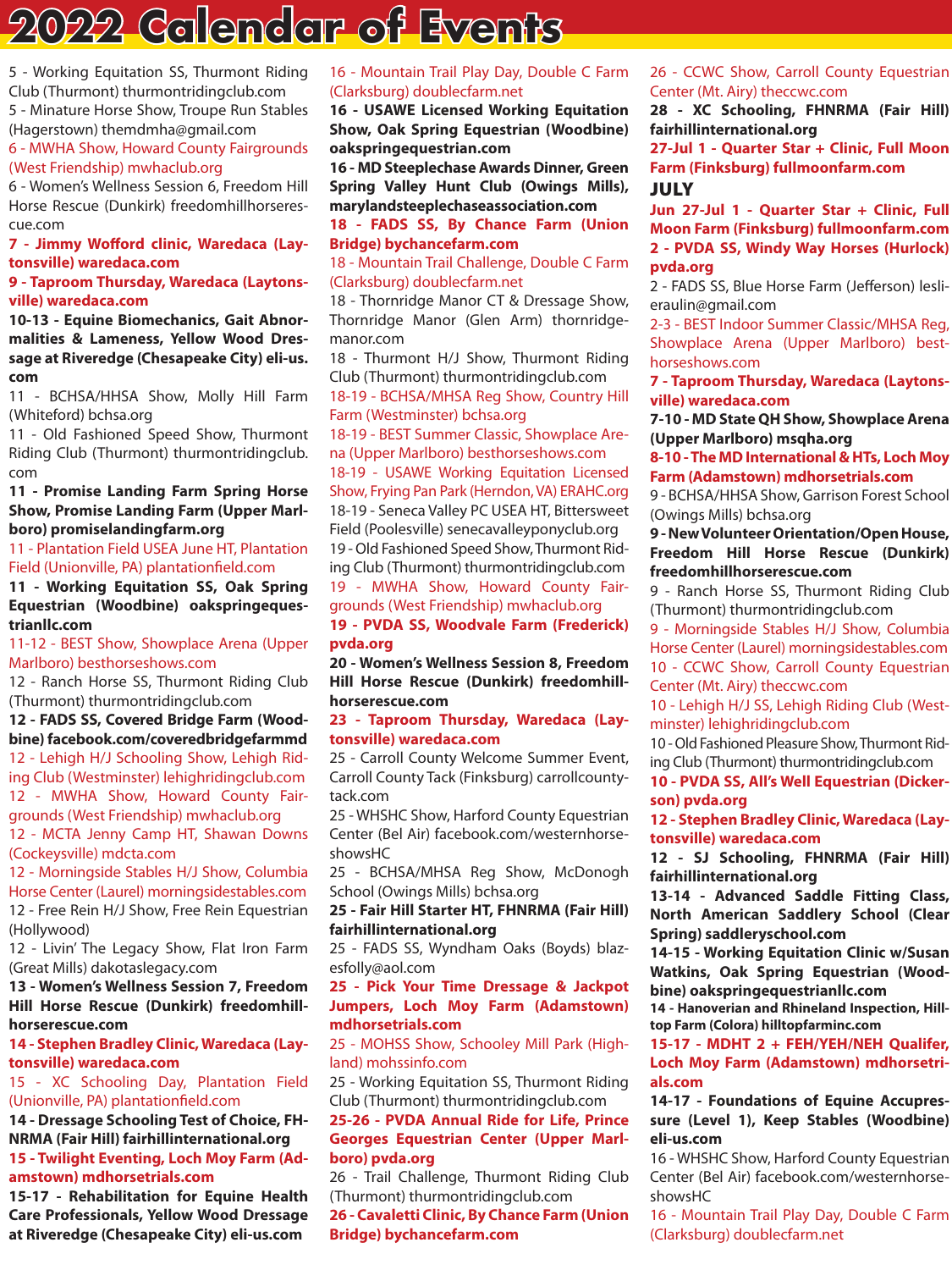# 2022 Calendar of Events

5 - Working Equitation SS, Thurmont Riding Club (Thurmont) thurmontridingclub.com

5 - Minature Horse Show, Troupe Run Stables (Hagerstown) themdmha@gmail.com

6 - MWHA Show, Howard County Fairgrounds (West Friendship) mwhaclub.org

6 - Women's Wellness Session 6, Freedom Hill Horse Rescue (Dunkirk) freedomhillhorserescue.com

**7 - Jimmy Wofford clinic, Waredaca (Laytonsville) waredaca.com**

**9 - Taproom Thursday, Waredaca (Laytonsville) waredaca.com**

**10-13 - Equine Biomechanics, Gait Abnormalities & Lameness, Yellow Wood Dressage at Riveredge (Chesapeake City) eli-us.com**

11 - BCHSA/HHSA Show, Molly Hill Farm (Whiteford) bchsa.org

11 - Old Fashioned Speed Show, Thurmont Riding Club (Thurmont) thurmontridingclub.com

**11 - Promise Landing Farm Spring Horse Show, Promise Landing Farm (Upper Marlboro) promiselandingfarm.org**

11 - Plantation Field USEA June HT, Plantation Field (Unionville, PA) plantationfield.com

**11 - Working Equitation SS, Oak Spring Equestrian (Woodbine) oakspringequestrianllc.com**

11-12 - BEST Show, Showplace Arena (Upper Marlboro) besthorseshows.com

12 - Ranch Horse SS, Thurmont Riding Club (Thurmont) thurmontridingclub.com

**12 - FADS SS, Covered Bridge Farm (Woodbine) facebook.com/coveredbridgefarmmd**

12 - Lehigh H/J Schooling Show, Lehigh Riding Club (Westminster) lehighridingclub.com

12 - MWHA Show, Howard County Fairgrounds (West Friendship) mwhaclub.org

12 - MCTA Jenny Camp HT, Shawan Downs (Cockeysville) mdcta.com

12 - Morningside Stables H/J Show, Columbia Horse Center (Laurel) morningsidestables.com

12 - Free Rein H/J Show, Free Rein Equestrian (Hollywood)

12 - Livin' The Legacy Show, Flat Iron Farm (Great Mills) dakotaslegacy.com

**13 - Women's Wellness Session 7, Freedom Hill Horse Rescue (Dunkirk) freedomhillhorserescue.com**

**14 - Stephen Bradley Clinic, Waredaca (Laytonsville) waredaca.com**

15 - XC Schooling Day, Plantation Field (Unionville, PA) plantationfield.com

**14 - Dressage Schooling Test of Choice, FHNRMA (Fair Hill) fairhillinternational.org**

**15 - Twilight Eventing, Loch Moy Farm (Adamstown) mdhorsetrials.com**

**15-17 - Rehabilitation for Equine Health Care Professionals, Yellow Wood Dressage at Riveredge (Chesapeake City) eli-us.com**

16 - Mountain Trail Play Day, Double C Farm (Clarksburg) doublecfarm.net

**16 - USAWE Licensed Working Equitation Show, Oak Spring Equestrian (Woodbine) oakspringequestrian.com**

**16 - MD Steeplechase Awards Dinner, Green Spring Valley Hunt Club (Owings Mills), marylandsteeplechaseassociation.com**

**18 - FADS SS, By Chance Farm (Union Bridge) bychancefarm.com**

18 - Mountain Trail Challenge, Double C Farm (Clarksburg) doublecfarm.net

18 - Thornridge Manor CT & Dressage Show, Thornridge Manor (Glen Arm) thornridgemanor.com

18 - Thurmont H/J Show, Thurmont Riding Club (Thurmont) thurmontridingclub.com

18-19 - BCHSA/MHSA Reg Show, Country Hill Farm (Westminster) bchsa.org

18-19 - BEST Summer Classic, Showplace Arena (Upper Marlboro) besthorseshows.com

18-19 - USAWE Working Equitation Licensed Show, Frying Pan Park (Herndon, VA) ERAHC.org

18-19 - Seneca Valley PC USEA HT, Bittersweet Field (Poolesville) senecavalleyponyclub.org

19 - Old Fashioned Speed Show, Thurmont Riding Club (Thurmont) thurmontridingclub.com

19 - MWHA Show, Howard County Fairgrounds (West Friendship) mwhaclub.org

**19 - PVDA SS, Woodvale Farm (Frederick) pvda.org**

**20 - Women's Wellness Session 8, Freedom Hill Horse Rescue (Dunkirk) freedomhillhorserescue.com**

**23 - Taproom Thursday, Waredaca (Laytonsville) waredaca.com**

25 - Carroll County Welcome Summer Event, Carroll County Tack (Finksburg) carrollcountytack.com

25 - WHSHC Show, Harford County Equestrian Center (Bel Air) facebook.com/westernhorseshowsHC

25 - BCHSA/MHSA Reg Show, McDonogh School (Owings Mills) bchsa.org

**25 - Fair Hill Starter HT, FHNRMA (Fair Hill) fairhillinternational.org**

25 - FADS SS, Wyndham Oaks (Boyds) blazesfolly@aol.com

**25 - Pick Your Time Dressage & Jackpot Jumpers, Loch Moy Farm (Adamstown) mdhorsetrials.com**

25 - MOHSS Show, Schooley Mill Park (Highland) mohssinfo.com

25 - Working Equitation SS, Thurmont Riding Club (Thurmont) thurmontridingclub.com

**25-26 - PVDA Annual Ride for Life, Prince Georges Equestrian Center (Upper Marlboro) pvda.org**

26 - Trail Challenge, Thurmont Riding Club (Thurmont) thurmontridingclub.com

**26 - Cavaletti Clinic, By Chance Farm (Union Bridge) bychancefarm.com**

26 - CCWC Show, Carroll County Equestrian Center (Mt. Airy) theccwc.com

**28 - XC Schooling, FHNRMA (Fair Hill) fairhillinternational.org**

**27-Jul 1 - Quarter Star + Clinic, Full Moon Farm (Finksburg) fullmoonfarm.com**

## JULY

**Jun 27-Jul 1 - Quarter Star + Clinic, Full Moon Farm (Finksburg) fullmoonfarm.com**

**2 - PVDA SS, Windy Way Horses (Hurlock) pvda.org**

2 - FADS SS, Blue Horse Farm (Jefferson) leslieraulin@gmail.com

2-3 - BEST Indoor Summer Classic/MHSA Reg, Showplace Arena (Upper Marlboro) besthorseshows.com

**7 - Taproom Thursday, Waredaca (Laytonsville) waredaca.com**

**7-10 - MD State QH Show, Showplace Arena (Upper Marlboro) msqha.org**

**8-10 - The MD International & HTs, Loch Moy Farm (Adamstown) mdhorsetrials.com**

9 - BCHSA/HHSA Show, Garrison Forest School (Owings Mills) bchsa.org

**9 - New Volunteer Orientation/Open House, Freedom Hill Horse Rescue (Dunkirk) freedomhillhorserescue.com**

9 - Ranch Horse SS, Thurmont Riding Club (Thurmont) thurmontridingclub.com

9 - Morningside Stables H/J Show, Columbia Horse Center (Laurel) morningsidestables.com

10 - CCWC Show, Carroll County Equestrian Center (Mt. Airy) theccwc.com

10 - Lehigh H/J SS, Lehigh Riding Club (Westminster) lehighridingclub.com

10 - Old Fashioned Pleasure Show, Thurmont Riding Club (Thurmont) thurmontridingclub.com

**10 - PVDA SS, All's Well Equestrian (Dickerson) pvda.org**

**12 - Stephen Bradley Clinic, Waredaca (Laytonsville) waredaca.com**

**12 - SJ Schooling, FHNRMA (Fair Hill) fairhillinternational.org**

**13-14 - Advanced Saddle Fitting Class, North American Saddlery School (Clear Spring) saddleryschool.com**

**14-15 - Working Equitation Clinic w/Susan Watkins, Oak Spring Equestrian (Woodbine) oakspringequestrianllc.com**

**14 - Hanoverian and Rhineland Inspection, Hilltop Farm (Colora) hilltopfarminc.com**

**15-17 - MDHT 2 + FEH/YEH/NEH Qualifer, Loch Moy Farm (Adamstown) mdhorsetrials.com**

**14-17 - Foundations of Equine Accupressure (Level 1), Keep Stables (Woodbine) eli-us.com**

16 - WHSHC Show, Harford County Equestrian Center (Bel Air) facebook.com/westernhorseshowsHC

16 - Mountain Trail Play Day, Double C Farm (Clarksburg) doublecfarm.net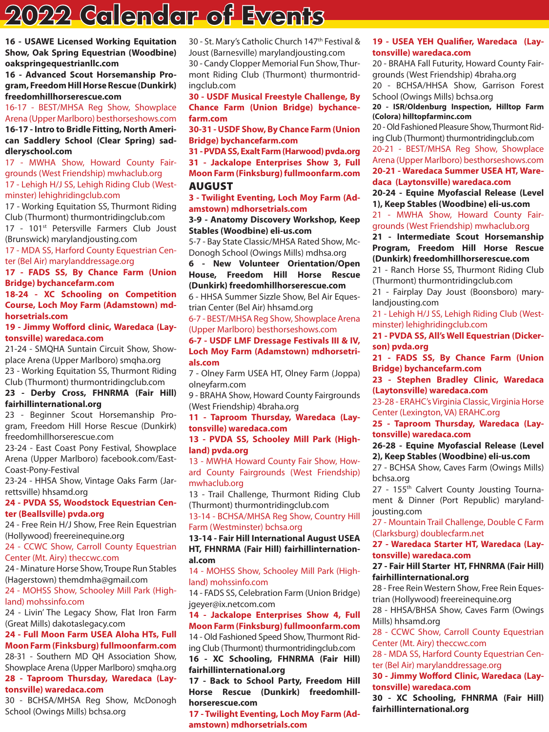# 2022 Calendar of Events

**16 - USAWE Licensed Working Equitation Show, Oak Spring Equestrian (Woodbine) oakspringequestrianllc.com**

**16 - Advanced Scout Horsemanship Program, Freedom Hill Horse Rescue (Dunkirk) freedomhillhorserescue.com**

16-17 - BEST/MHSA Reg Show, Showplace Arena (Upper Marlboro) besthorseshows.com

**16-17 - Intro to Bridle Fitting, North American Saddlery School (Clear Spring) saddleryschool.com**

17 - MWHA Show, Howard County Fairgrounds (West Friendship) mwhaclub.org

17 - Lehigh H/J SS, Lehigh Riding Club (Westminster) lehighridingclub.com

17 - Working Equitation SS, Thurmont Riding Club (Thurmont) thurmontridingclub.com

17 - 101st Petersville Farmers Club Joust (Brunswick) marylandjousting.com

17 - MDA SS, Harford County Equestrian Center (Bel Air) marylanddressage.org

**17 - FADS SS, By Chance Farm (Union Bridge) bychancefarm.com**

**18-24 - XC Schooling on Competition Course, Loch Moy Farm (Adamstown) mdhorsetrials.com**

**19 - Jimmy Wofford clinic, Waredaca (Laytonsville) waredaca.com**

21-24 - SMQHA Suntain Circuit Show, Showplace Arena (Upper Marlboro) smqha.org

23 - Working Equitation SS, Thurmont Riding Club (Thurmont) thurmontridingclub.com

**23 - Derby Cross, FHNRMA (Fair Hill) fairhillinternational.org**

23 - Beginner Scout Horsemanship Program, Freedom Hill Horse Rescue (Dunkirk) freedomhillhorserescue.com

23-24 - East Coast Pony Festival, Showplace Arena (Upper Marlboro) facebook.com/East-Coast-Pony-Festival

23-24 - HHSA Show, Vintage Oaks Farm (Jarrettsville) hhsamd.org

**24 - PVDA SS, Woodstock Equestrian Center (Beallsville) pvda.org**

24 - Free Rein H/J Show, Free Rein Equestrian (Hollywood) freereinequine.org

24 - CCWC Show, Carroll County Equestrian Center (Mt. Airy) theccwc.com

24 - Minature Horse Show, Troupe Run Stables (Hagerstown) themdmha@gmail.com

24 - MOHSS Show, Schooley Mill Park (Highland) mohssinfo.com

24 - Livin' The Legacy Show, Flat Iron Farm (Great Mills) dakotaslegacy.com

**24 - Full Moon Farm USEA Aloha HTs, Full Moon Farm (Finksburg) fullmoonfarm.com**

28-31 - Southern MD QH Association Show, Showplace Arena (Upper Marlboro) smqha.org

**28 - Taproom Thursday, Waredaca (Laytonsville) waredaca.com**

30 - BCHSA/MHSA Reg Show, McDonogh School (Owings Mills) bchsa.org

30 - St. Mary's Catholic Church 147th Festival & Joust (Barnesville) marylandjousting.com

30 - Candy Clopper Memorial Fun Show, Thurmont Riding Club (Thurmont) thurmontridingclub.com

**30 - USDF Musical Freestyle Challenge, By Chance Farm (Union Bridge) bychancefarm.com**

**30-31 - USDF Show, By Chance Farm (Union Bridge) bychancefarm.com**

**31 - PVDA SS, Exalt Farm (Harwood) pvda.org**

**31 - Jackalope Enterprises Show 3, Full Moon Farm (Finksburg) fullmoonfarm.com**

## AUGUST

**3 - Twilight Eventing, Loch Moy Farm (Adamstown) mdhorsetrials.com**

**3-9 - Anatomy Discovery Workshop, Keep Stables (Woodbine) eli-us.com**

5-7 - Bay State Classic/MHSA Rated Show, McDonogh School (Owings Mills) mdhsa.org

**6 - New Volunteer Orientation/Open House, Freedom Hill Horse Rescue (Dunkirk) freedomhillhorserescue.com**

6 - HHSA Summer Sizzle Show, Bel Air Equestrian Center (Bel Air) hhsamd.org

6-7 - BEST/MHSA Reg Show, Showplace Arena (Upper Marlboro) besthorseshows.com

**6-7 - USDF LMF Dressage Festivals III & IV, Loch Moy Farm (Adamstown) mdhorsetrials.com**

7 - Olney Farm USEA HT, Olney Farm (Joppa) olneyfarm.com

9 - BRAHA Show, Howard County Fairgrounds (West Friendship) 4braha.org

**11 - Taproom Thursday, Waredaca (Laytonsville) waredaca.com**

**13 - PVDA SS, Schooley Mill Park (Highland) pvda.org**

13 - MWHA Howard County Fair Show, Howard County Fairgrounds (West Friendship) mwhaclub.org

13 - Trail Challenge, Thurmont Riding Club (Thurmont) thurmontridingclub.com

13-14 - BCHSA/MHSA Reg Show, Country Hill Farm (Westminster) bchsa.org

**13-14 - Fair Hill International August USEA HT, FHNRMA (Fair Hill) fairhillinternational.com**

14 - MOHSS Show, Schooley Mill Park (Highland) mohssinfo.com

14 - FADS SS, Celebration Farm (Union Bridge) jgeyer@ix.netcom.com

**14 - Jackalope Enterprises Show 4, Full Moon Farm (Finksburg) fullmoonfarm.com**

14 - Old Fashioned Speed Show, Thurmont Riding Club (Thurmont) thurmontridingclub.com

**16 - XC Schooling, FHNRMA (Fair Hill) fairhillinternational.org**

**17 - Back to School Party, Freedom Hill Horse Rescue (Dunkirk) freedomhillhorserescue.com**

**17 - Twilight Eventing, Loch Moy Farm (Adamstown) mdhorsetrials.com**

**19 - USEA YEH Qualifier, Waredaca (Laytonsville) waredaca.com**

20 - BRAHA Fall Futurity, Howard County Fairgrounds (West Friendship) 4braha.org

20 - BCHSA/HHSA Show, Garrison Forest School (Owings Mills) bchsa.org

**20 - ISR/Oldenburg Inspection, Hilltop Farm (Colora) hilltopfarminc.com**

20 - Old Fashioned Pleasure Show, Thurmont Riding Club (Thurmont) thurmontridingclub.com

20-21 - BEST/MHSA Reg Show, Showplace Arena (Upper Marlboro) besthorseshows.com

**20-21 - Waredaca Summer USEA HT, Waredaca (Laytonsville) waredaca.com**

**20-24 - Equine Myofascial Release (Level 1), Keep Stables (Woodbine) eli-us.com**

21 - MWHA Show, Howard County Fairgrounds (West Friendship) mwhaclub.org

**21 - Intermediate Scout Horsemanship Program, Freedom Hill Horse Rescue (Dunkirk) freedomhillhorserescue.com**

21 - Ranch Horse SS, Thurmont Riding Club (Thurmont) thurmontridingclub.com

21 - Fairplay Day Joust (Boonsboro) marylandjousting.com

21 - Lehigh H/J SS, Lehigh Riding Club (Westminster) lehighridingclub.com

**21 - PVDA SS, All's Well Equestrian (Dickerson) pvda.org**

**21 - FADS SS, By Chance Farm (Union Bridge) bychancefarm.com**

**23 - Stephen Bradley Clinic, Waredaca (Laytonsville) waredaca.com**

23-28 - ERAHC's Virginia Classic, Virginia Horse Center (Lexington, VA) ERAHC.org

**25 - Taproom Thursday, Waredaca (Laytonsville) waredaca.com**

**26-28 - Equine Myofascial Release (Level 2), Keep Stables (Woodbine) eli-us.com**

27 - BCHSA Show, Caves Farm (Owings Mills) bchsa.org

27 - 155th Calvert County Jousting Tournament & Dinner (Port Republic) marylandjousting.com

27 - Mountain Trail Challenge, Double C Farm (Clarksburg) doublecfarm.net

**27 - Waredaca Starter HT, Waredaca (Laytonsville) waredaca.com**

**27 - Fair Hill Starter HT, FHNRMA (Fair Hill) fairhillinternational.org**

28 - Free Rein Western Show, Free Rein Equestrian (Hollywood) freereinequine.org

28 - HHSA/BHSA Show, Caves Farm (Owings Mills) hhsamd.org

28 - CCWC Show, Carroll County Equestrian Center (Mt. Airy) theccwc.com

28 - MDA SS, Harford County Equestrian Center (Bel Air) marylanddressage.org

**30 - Jimmy Wofford Clinic, Waredaca (Laytonsville) waredaca.com**

**30 - XC Schooling, FHNRMA (Fair Hill) fairhillinternational.org**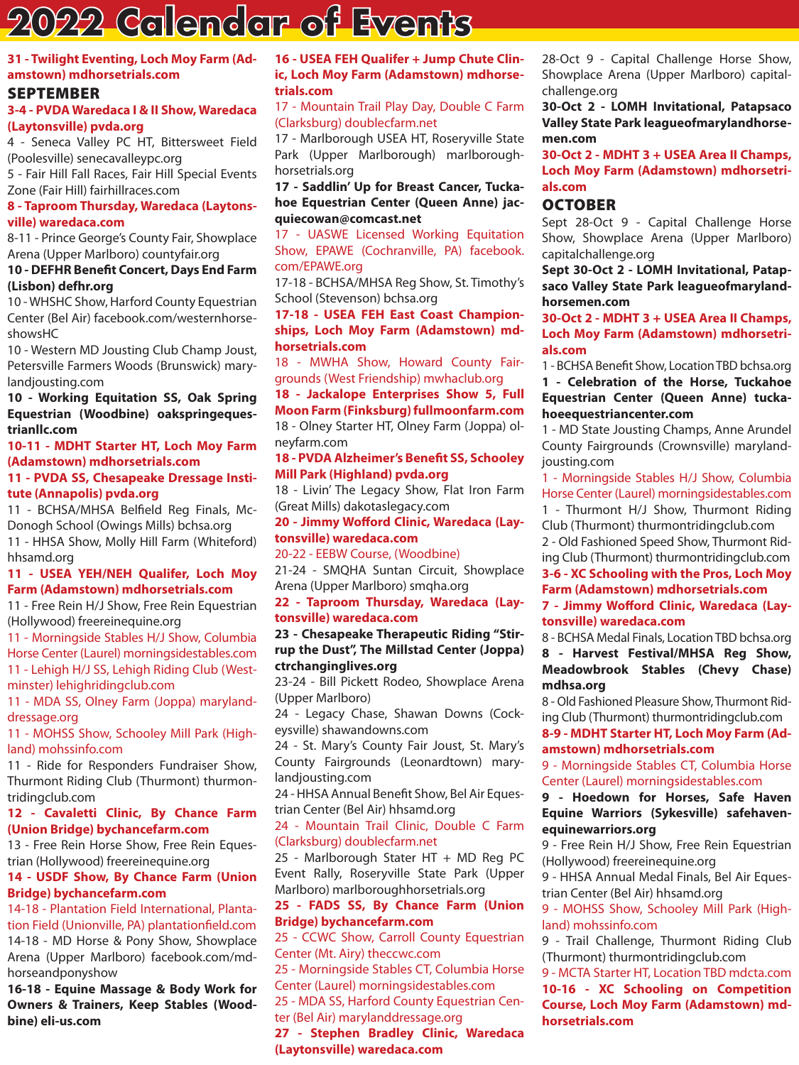# 2022 Calendar of Events

**31 - Twilight Eventing, Loch Moy Farm (Adamstown) mdhorsetrials.com**

## SEPTEMBER

**3-4 - PVDA Waredaca I & II Show, Waredaca (Laytonsville) pvda.org**

4 - Seneca Valley PC HT, Bittersweet Field (Poolesville) senecavalleypc.org

5 - Fair Hill Fall Races, Fair Hill Special Events Zone (Fair Hill) fairhillraces.com

**8 - Taproom Thursday, Waredaca (Laytonsville) waredaca.com**

8-11 - Prince George's County Fair, Showplace Arena (Upper Marlboro) countyfair.org

**10 - DEFHR Benefit Concert, Days End Farm (Lisbon) defhr.org**

10 - WHSHC Show, Harford County Equestrian Center (Bel Air) facebook.com/westernhorseshowsHC

10 - Western MD Jousting Club Champ Joust, Petersville Farmers Woods (Brunswick) marylandjousting.com

**10 - Working Equitation SS, Oak Spring Equestrian (Woodbine) oakspringequestrianllc.com**

**10-11 - MDHT Starter HT, Loch Moy Farm (Adamstown) mdhorsetrials.com**

**11 - PVDA SS, Chesapeake Dressage Institute (Annapolis) pvda.org**

11 - BCHSA/MHSA Belfield Reg Finals, McDonogh School (Owings Mills) bchsa.org

11 - HHSA Show, Molly Hill Farm (Whiteford) hhsamd.org

**11 - USEA YEH/NEH Qualifer, Loch Moy Farm (Adamstown) mdhorsetrials.com**

11 - Free Rein H/J Show, Free Rein Equestrian (Hollywood) freereinequine.org

11 - Morningside Stables H/J Show, Columbia Horse Center (Laurel) morningsidestables.com

11 - Lehigh H/J SS, Lehigh Riding Club (Westminster) lehighridingclub.com

11 - MDA SS, Olney Farm (Joppa) marylanddressage.org

11 - MOHSS Show, Schooley Mill Park (Highland) mohssinfo.com

11 - Ride for Responders Fundraiser Show, Thurmont Riding Club (Thurmont) thurmontridingclub.com

**12 - Cavaletti Clinic, By Chance Farm (Union Bridge) bychancefarm.com**

13 - Free Rein Horse Show, Free Rein Equestrian (Hollywood) freereinequine.org

**14 - USDF Show, By Chance Farm (Union Bridge) bychancefarm.com**

14-18 - Plantation Field International, Plantation Field (Unionville, PA) plantationfield.com

14-18 - MD Horse & Pony Show, Showplace Arena (Upper Marlboro) facebook.com/mdhorseandponyshow

**16-18 - Equine Massage & Body Work for Owners & Trainers, Keep Stables (Woodbine) eli-us.com**

**16 - USEA FEH Qualifer + Jump Chute Clinic, Loch Moy Farm (Adamstown) mdhorsetrials.com**

17 - Mountain Trail Play Day, Double C Farm (Clarksburg) doublecfarm.net

17 - Marlborough USEA HT, Roseryville State Park (Upper Marlborough) marlboroughhorsetrials.org

**17 - Saddlin' Up for Breast Cancer, Tuckahoe Equestrian Center (Queen Anne) jacquiecowan@comcast.net**

17 - UASWE Licensed Working Equitation Show, EPAWE (Cochranville, PA) facebook.com/EPAWE.org

17-18 - BCHSA/MHSA Reg Show, St. Timothy's School (Stevenson) bchsa.org

**17-18 - USEA FEH East Coast Championships, Loch Moy Farm (Adamstown) mdhorsetrials.com**

18 - MWHA Show, Howard County Fairgrounds (West Friendship) mwhaclub.org

**18 - Jackalope Enterprises Show 5, Full Moon Farm (Finksburg) fullmoonfarm.com**

18 - Olney Starter HT, Olney Farm (Joppa) olneyfarm.com

**18 - PVDA Alzheimer's Benefit SS, Schooley Mill Park (Highland) pvda.org**

18 - Livin' The Legacy Show, Flat Iron Farm (Great Mills) dakotaslegacy.com

**20 - Jimmy Wofford Clinic, Waredaca (Laytonsville) waredaca.com**

20-22 - EEBW Course, (Woodbine)

21-24 - SMQHA Suntan Circuit, Showplace Arena (Upper Marlboro) smqha.org

**22 - Taproom Thursday, Waredaca (Laytonsville) waredaca.com**

**23 - Chesapeake Therapeutic Riding "Stirrup the Dust", The Millstad Center (Joppa) ctrchanginglives.org**

23-24 - Bill Pickett Rodeo, Showplace Arena (Upper Marlboro)

24 - Legacy Chase, Shawan Downs (Cockeysville) shawandowns.com

24 - St. Mary's County Fair Joust, St. Mary's County Fairgrounds (Leonardtown) marylandjousting.com

24 - HHSA Annual Benefit Show, Bel Air Equestrian Center (Bel Air) hhsamd.org

24 - Mountain Trail Clinic, Double C Farm (Clarksburg) doublecfarm.net

25 - Marlborough Stater HT + MD Reg PC Event Rally, Roseryville State Park (Upper Marlboro) marlboroughhorsetrials.org

**25 - FADS SS, By Chance Farm (Union Bridge) bychancefarm.com**

25 - CCWC Show, Carroll County Equestrian Center (Mt. Airy) theccwc.com

25 - Morningside Stables CT, Columbia Horse Center (Laurel) morningsidestables.com

25 - MDA SS, Harford County Equestrian Center (Bel Air) marylanddressage.org

**27 - Stephen Bradley Clinic, Waredaca (Laytonsville) waredaca.com**

28-Oct 9 - Capital Challenge Horse Show, Showplace Arena (Upper Marlboro) capitalchallenge.org

**30-Oct 2 - LOMH Invitational, Patapsaco Valley State Park leagueofmarylandhorsemen.com**

**30-Oct 2 - MDHT 3 + USEA Area II Champs, Loch Moy Farm (Adamstown) mdhorsetrials.com**

## OCTOBER

Sept 28-Oct 9 - Capital Challenge Horse Show, Showplace Arena (Upper Marlboro) capitalchallenge.org

**Sept 30-Oct 2 - LOMH Invitational, Patapsaco Valley State Park leagueofmarylandhorsemen.com**

**30-Oct 2 - MDHT 3 + USEA Area II Champs, Loch Moy Farm (Adamstown) mdhorsetrials.com**

1 - BCHSA Benefit Show, Location TBD bchsa.org

**1 - Celebration of the Horse, Tuckahoe Equestrian Center (Queen Anne) tuckahoeequestriancenter.com**

1 - MD State Jousting Champs, Anne Arundel County Fairgrounds (Crownsville) marylandjousting.com

1 - Morningside Stables H/J Show, Columbia Horse Center (Laurel) morningsidestables.com

1 - Thurmont H/J Show, Thurmont Riding Club (Thurmont) thurmontridingclub.com

2 - Old Fashioned Speed Show, Thurmont Riding Club (Thurmont) thurmontridingclub.com

**3-6 - XC Schooling with the Pros, Loch Moy Farm (Adamstown) mdhorsetrials.com**

**7 - Jimmy Wofford Clinic, Waredaca (Laytonsville) waredaca.com**

8 - BCHSA Medal Finals, Location TBD bchsa.org

**8 - Harvest Festival/MHSA Reg Show, Meadowbrook Stables (Chevy Chase) mdhsa.org**

8 - Old Fashioned Pleasure Show, Thurmont Riding Club (Thurmont) thurmontridingclub.com

**8-9 - MDHT Starter HT, Loch Moy Farm (Adamstown) mdhorsetrials.com**

9 - Morningside Stables CT, Columbia Horse Center (Laurel) morningsidestables.com

**9 - Hoedown for Horses, Safe Haven Equine Warriors (Sykesville) safehavenequinewarriors.org**

9 - Free Rein H/J Show, Free Rein Equestrian (Hollywood) freereinequine.org

9 - HHSA Annual Medal Finals, Bel Air Equestrian Center (Bel Air) hhsamd.org

9 - MOHSS Show, Schooley Mill Park (Highland) mohssinfo.com

9 - Trail Challenge, Thurmont Riding Club (Thurmont) thurmontridingclub.com

9 - MCTA Starter HT, Location TBD mdcta.com

**10-16 - XC Schooling on Competition Course, Loch Moy Farm (Adamstown) mdhorsetrials.com**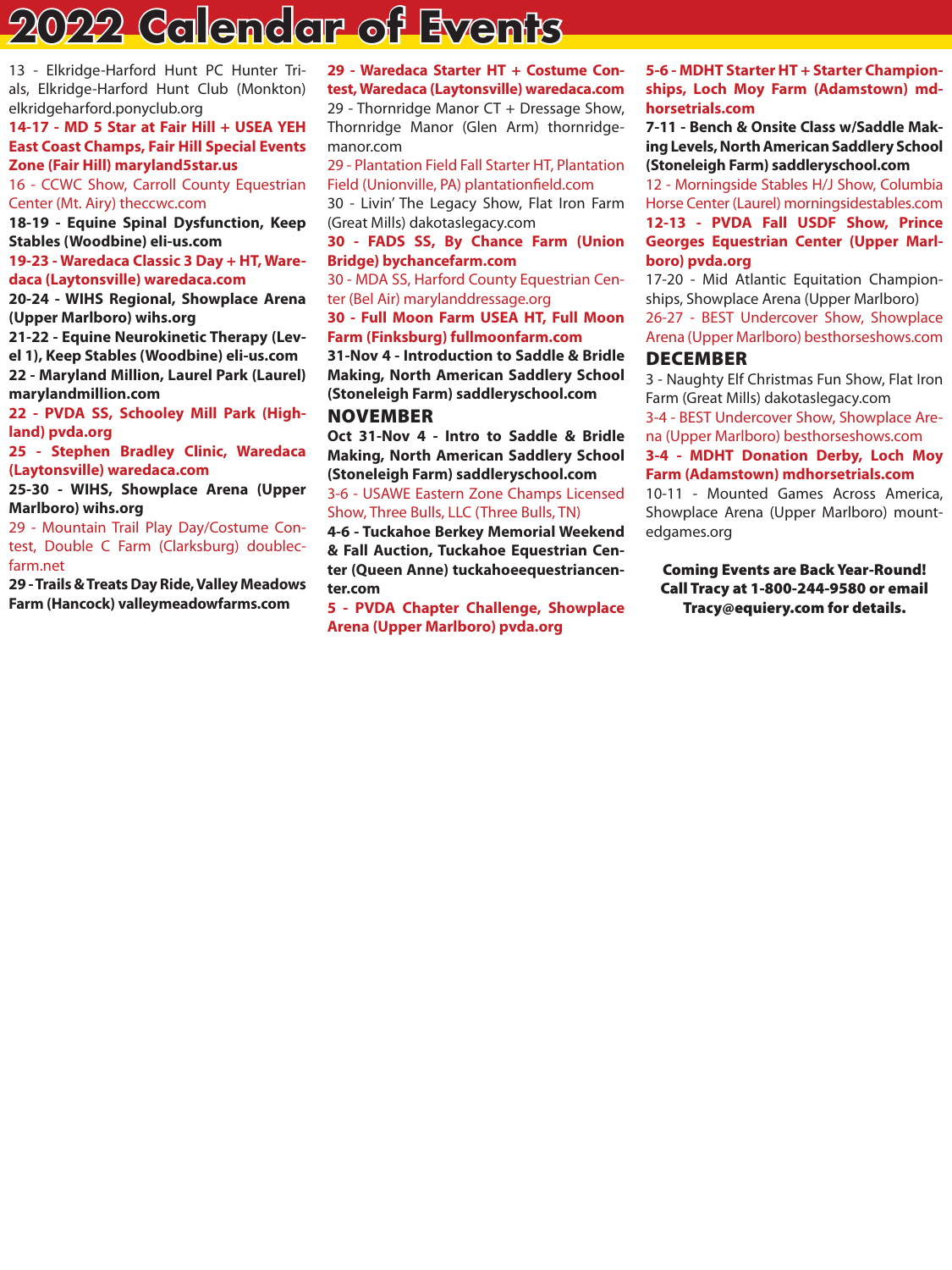# 2022 Calendar of Events

13 - Elkridge-Harford Hunt PC Hunter Trials, Elkridge-Harford Hunt Club (Monkton) elkridgeharford.ponyclub.org

**14-17 - MD 5 Star at Fair Hill + USEA YEH East Coast Champs, Fair Hill Special Events Zone (Fair Hill) maryland5star.us**

16 - CCWC Show, Carroll County Equestrian Center (Mt. Airy) theccwc.com

**18-19 - Equine Spinal Dysfunction, Keep Stables (Woodbine) eli-us.com**

**19-23 - Waredaca Classic 3 Day + HT, Waredaca (Laytonsville) waredaca.com**

**20-24 - WIHS Regional, Showplace Arena (Upper Marlboro) wihs.org**

**21-22 - Equine Neurokinetic Therapy (Level 1), Keep Stables (Woodbine) eli-us.com**

**22 - Maryland Million, Laurel Park (Laurel) marylandmillion.com**

**22 - PVDA SS, Schooley Mill Park (Highland) pvda.org**

**25 - Stephen Bradley Clinic, Waredaca (Laytonsville) waredaca.com**

**25-30 - WIHS, Showplace Arena (Upper Marlboro) wihs.org**

29 - Mountain Trail Play Day/Costume Contest, Double C Farm (Clarksburg) doublecfarm.net

**29 - Trails & Treats Day Ride, Valley Meadows Farm (Hancock) valleymeadowfarms.com**

**29 - Waredaca Starter HT + Costume Contest, Waredaca (Laytonsville) waredaca.com**

29 - Thornridge Manor CT + Dressage Show, Thornridge Manor (Glen Arm) thornridgemanor.com

29 - Plantation Field Fall Starter HT, Plantation Field (Unionville, PA) plantationfield.com

30 - Livin' The Legacy Show, Flat Iron Farm (Great Mills) dakotaslegacy.com

**30 - FADS SS, By Chance Farm (Union Bridge) bychancefarm.com**

30 - MDA SS, Harford County Equestrian Center (Bel Air) marylanddressage.org

**30 - Full Moon Farm USEA HT, Full Moon Farm (Finksburg) fullmoonfarm.com**

**31-Nov 4 - Introduction to Saddle & Bridle Making, North American Saddlery School (Stoneleigh Farm) saddleryschool.com**

## NOVEMBER

**Oct 31-Nov 4 - Intro to Saddle & Bridle Making, North American Saddlery School (Stoneleigh Farm) saddleryschool.com**

3-6 - USAWE Eastern Zone Champs Licensed Show, Three Bulls, LLC (Three Bulls, TN)

**4-6 - Tuckahoe Berkey Memorial Weekend & Fall Auction, Tuckahoe Equestrian Center (Queen Anne) tuckahoeequestriancenter.com**

**5 - PVDA Chapter Challenge, Showplace Arena (Upper Marlboro) pvda.org**

**5-6 - MDHT Starter HT + Starter Championships, Loch Moy Farm (Adamstown) mdhorsetrials.com**

**7-11 - Bench & Onsite Class w/Saddle Making Levels, North American Saddlery School (Stoneleigh Farm) saddleryschool.com**

12 - Morningside Stables H/J Show, Columbia Horse Center (Laurel) morningsidestables.com

**12-13 - PVDA Fall USDF Show, Prince Georges Equestrian Center (Upper Marlboro) pvda.org**

17-20 - Mid Atlantic Equitation Championships, Showplace Arena (Upper Marlboro)

26-27 - BEST Undercover Show, Showplace Arena (Upper Marlboro) besthorseshows.com

## DECEMBER

3 - Naughty Elf Christmas Fun Show, Flat Iron Farm (Great Mills) dakotaslegacy.com

3-4 - BEST Undercover Show, Showplace Arena (Upper Marlboro) besthorseshows.com

**3-4 - MDHT Donation Derby, Loch Moy Farm (Adamstown) mdhorsetrials.com**

10-11 - Mounted Games Across America, Showplace Arena (Upper Marlboro) mountedgames.org

**Coming Events are Back Year-Round! Call Tracy at 1-800-244-9580 or email Tracy@equiery.com for details.**